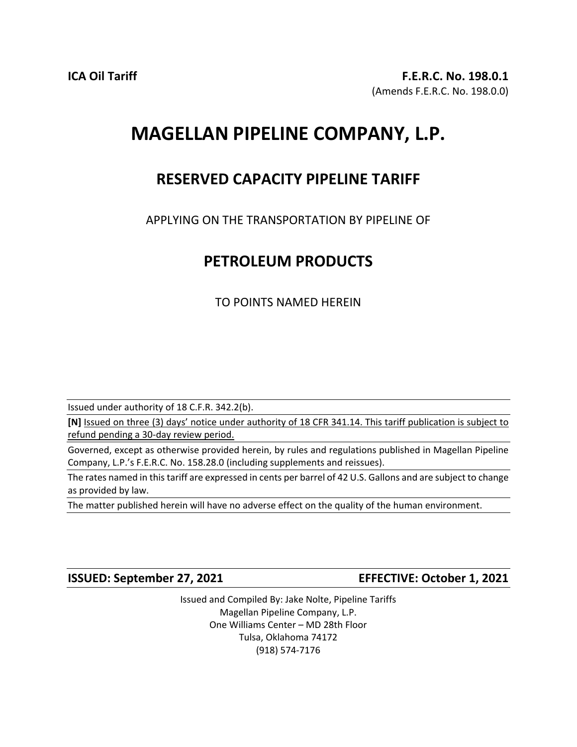**ICA Oil Tariff**

**F.E.R.C. No. 198.0.1**
(Amends F.E.R.C. No. 198.0.0)

# MAGELLAN PIPELINE COMPANY, L.P.

## RESERVED CAPACITY PIPELINE TARIFF

APPLYING ON THE TRANSPORTATION BY PIPELINE OF

## PETROLEUM PRODUCTS

TO POINTS NAMED HEREIN

Issued under authority of 18 C.F.R. 342.2(b).

**[N]** Issued on three (3) days' notice under authority of 18 CFR 341.14. This tariff publication is subject to refund pending a 30-day review period.

Governed, except as otherwise provided herein, by rules and regulations published in Magellan Pipeline Company, L.P.'s F.E.R.C. No. 158.28.0 (including supplements and reissues).

The rates named in this tariff are expressed in cents per barrel of 42 U.S. Gallons and are subject to change as provided by law.

The matter published herein will have no adverse effect on the quality of the human environment.

**ISSUED: September 27, 2021** **EFFECTIVE: October 1, 2021**

Issued and Compiled By: Jake Nolte, Pipeline Tariffs
Magellan Pipeline Company, L.P.
One Williams Center – MD 28th Floor
Tulsa, Oklahoma 74172
(918) 574-7176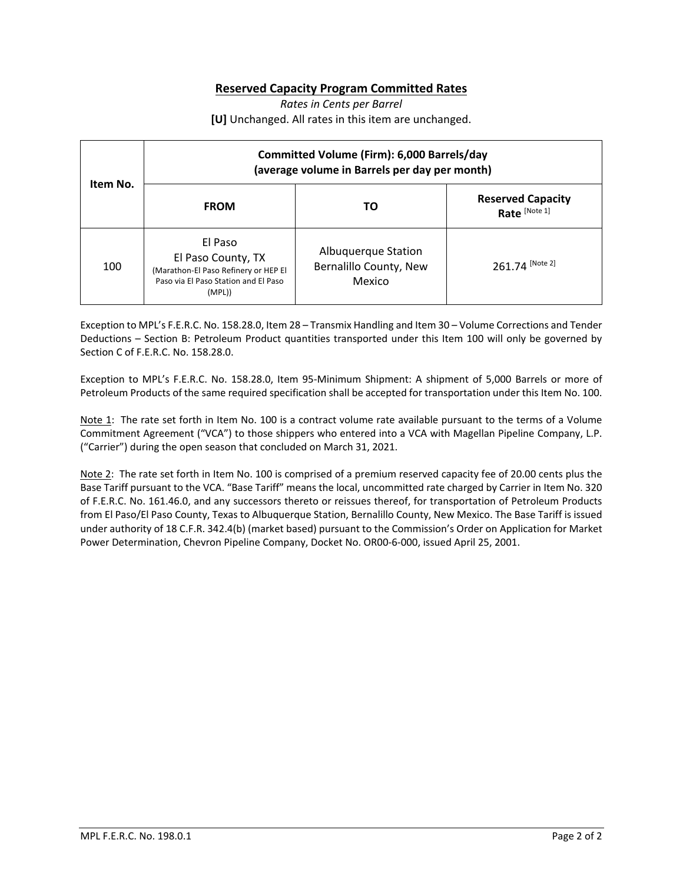## Reserved Capacity Program Committed Rates

*Rates in Cents per Barrel*

**[U]** Unchanged. All rates in this item are unchanged.

| Item No. | Committed Volume (Firm): 6,000 Barrels/day (average volume in Barrels per day per month) | | |
|---|---|---|---|
| | **FROM** | **TO** | **Reserved Capacity Rate** [Note 1] |
| 100 | El Paso El Paso County, TX (Marathon-El Paso Refinery or HEP El Paso via El Paso Station and El Paso (MPL)) | Albuquerque Station Bernalillo County, New Mexico | 261.74 [Note 2] |

Exception to MPL's F.E.R.C. No. 158.28.0, Item 28 – Transmix Handling and Item 30 – Volume Corrections and Tender Deductions – Section B: Petroleum Product quantities transported under this Item 100 will only be governed by Section C of F.E.R.C. No. 158.28.0.

Exception to MPL's F.E.R.C. No. 158.28.0, Item 95-Minimum Shipment: A shipment of 5,000 Barrels or more of Petroleum Products of the same required specification shall be accepted for transportation under this Item No. 100.

Note 1: The rate set forth in Item No. 100 is a contract volume rate available pursuant to the terms of a Volume Commitment Agreement ("VCA") to those shippers who entered into a VCA with Magellan Pipeline Company, L.P. ("Carrier") during the open season that concluded on March 31, 2021.

Note 2: The rate set forth in Item No. 100 is comprised of a premium reserved capacity fee of 20.00 cents plus the Base Tariff pursuant to the VCA. "Base Tariff" means the local, uncommitted rate charged by Carrier in Item No. 320 of F.E.R.C. No. 161.46.0, and any successors thereto or reissues thereof, for transportation of Petroleum Products from El Paso/El Paso County, Texas to Albuquerque Station, Bernalillo County, New Mexico. The Base Tariff is issued under authority of 18 C.F.R. 342.4(b) (market based) pursuant to the Commission's Order on Application for Market Power Determination, Chevron Pipeline Company, Docket No. OR00-6-000, issued April 25, 2001.